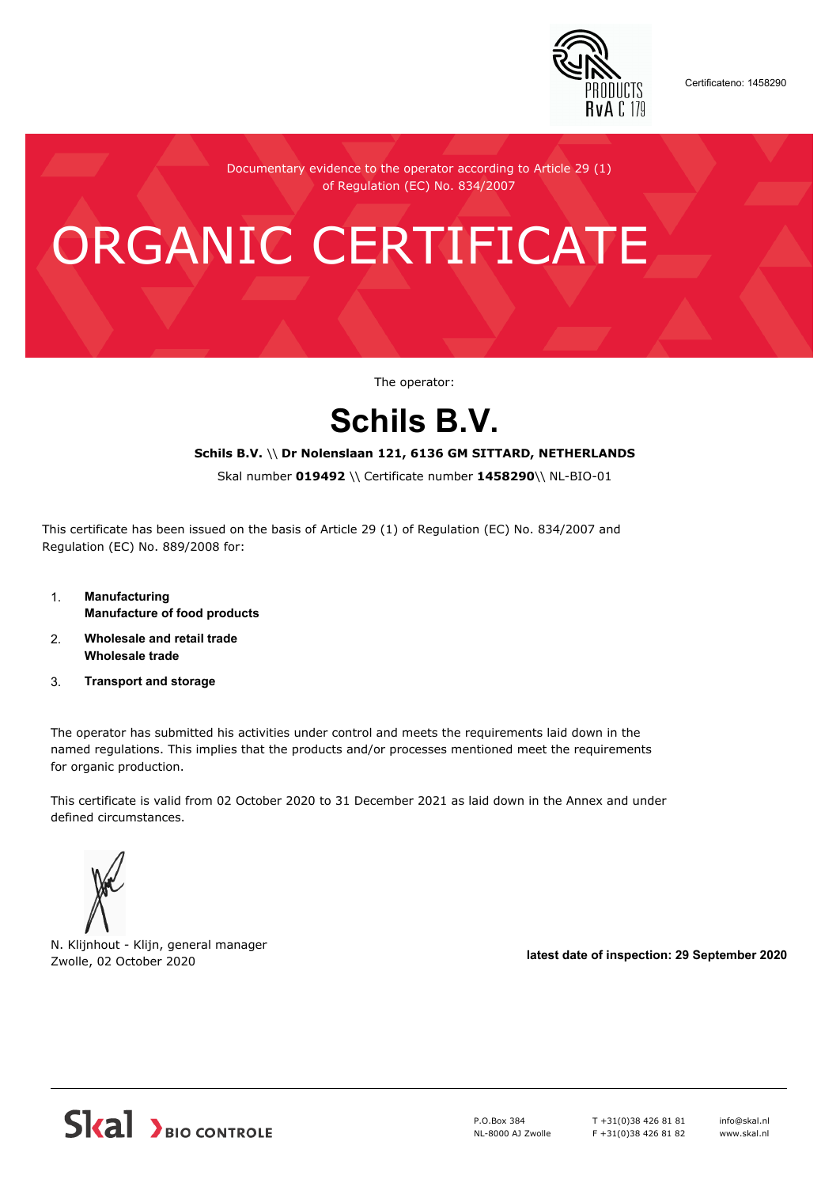Certificateno: 1458290

Documentary evidence to the operator according to Article 29 (1) of Regulation (EC) No. 834/2007

# ORGANIC CERTIFICATE

The operator:

## Schils B.V.

**Schils B.V.** \\ **Dr Nolenslaan 121, 6136 GM SITTARD, NETHERLANDS**

Skal number **019492** \\ Certificate number **1458290**\\ NL-BIO-01

This certificate has been issued on the basis of Article 29 (1) of Regulation (EC) No. 834/2007 and Regulation (EC) No. 889/2008 for:

1. **Manufacturing**
   **Manufacture of food products**
2. **Wholesale and retail trade**
   **Wholesale trade**
3. **Transport and storage**

The operator has submitted his activities under control and meets the requirements laid down in the named regulations. This implies that the products and/or processes mentioned meet the requirements for organic production.

This certificate is valid from 02 October 2020 to 31 December 2021 as laid down in the Annex and under defined circumstances.

N. Klijnhout - Klijn, general manager
Zwolle, 02 October 2020

**latest date of inspection: 29 September 2020**

Skal BIO CONTROLE

P.O.Box 384
NL-8000 AJ Zwolle

T +31(0)38 426 81 81
F +31(0)38 426 81 82

info@skal.nl
www.skal.nl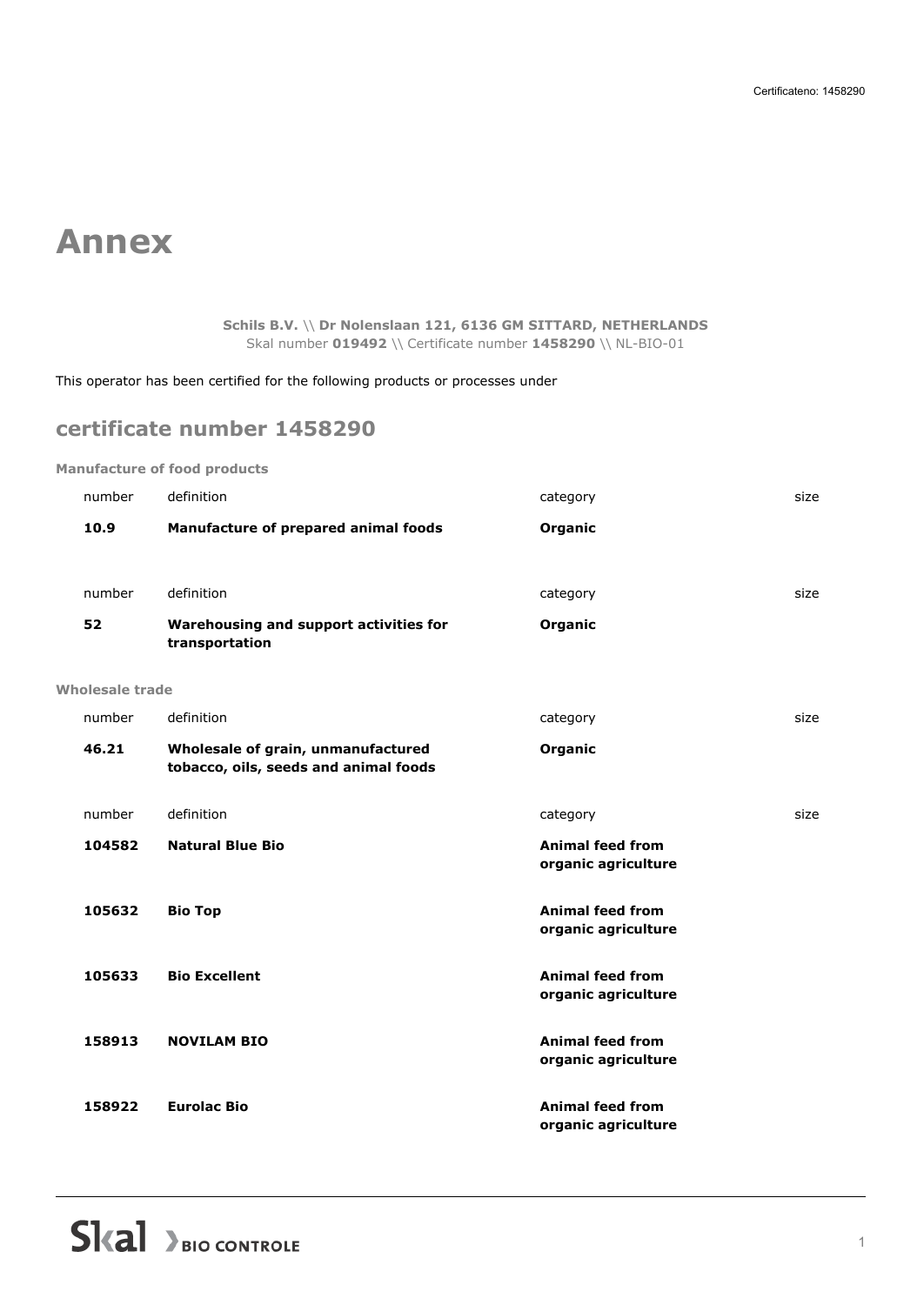# Annex

**Schils B.V.** \\ **Dr Nolenslaan 121, 6136 GM SITTARD, NETHERLANDS**
Skal number **019492** \\ Certificate number **1458290** \\ NL-BIO-01

This operator has been certified for the following products or processes under

## certificate number 1458290

### Manufacture of food products

| number | definition | category | size |
|---|---|---|---|
| **10.9** | **Manufacture of prepared animal foods** | **Organic** | |

| number | definition | category | size |
|---|---|---|---|
| **52** | **Warehousing and support activities for transportation** | **Organic** | |

### Wholesale trade

| number | definition | category | size |
|---|---|---|---|
| **46.21** | **Wholesale of grain, unmanufactured tobacco, oils, seeds and animal foods** | **Organic** | |

| number | definition | category | size |
|---|---|---|---|
| **104582** | **Natural Blue Bio** | **Animal feed from organic agriculture** | |
| **105632** | **Bio Top** | **Animal feed from organic agriculture** | |
| **105633** | **Bio Excellent** | **Animal feed from organic agriculture** | |
| **158913** | **NOVILAM BIO** | **Animal feed from organic agriculture** | |
| **158922** | **Eurolac Bio** | **Animal feed from organic agriculture** | |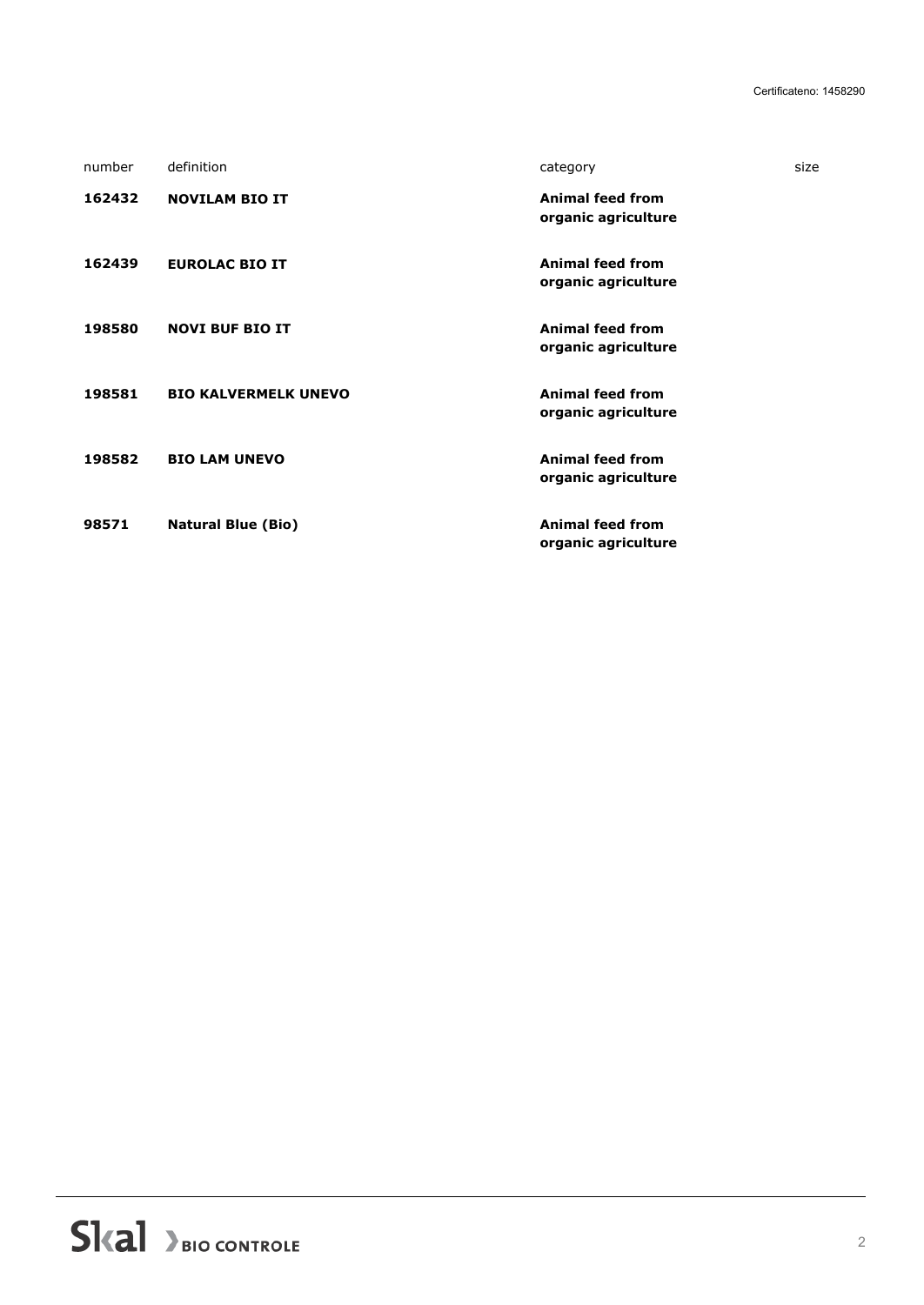| number | definition | category | size |
|---|---|---|---|
| **162432** | **NOVILAM BIO IT** | **Animal feed from organic agriculture** | |
| **162439** | **EUROLAC BIO IT** | **Animal feed from organic agriculture** | |
| **198580** | **NOVI BUF BIO IT** | **Animal feed from organic agriculture** | |
| **198581** | **BIO KALVERMELK UNEVO** | **Animal feed from organic agriculture** | |
| **198582** | **BIO LAM UNEVO** | **Animal feed from organic agriculture** | |
| **98571** | **Natural Blue (Bio)** | **Animal feed from organic agriculture** | |